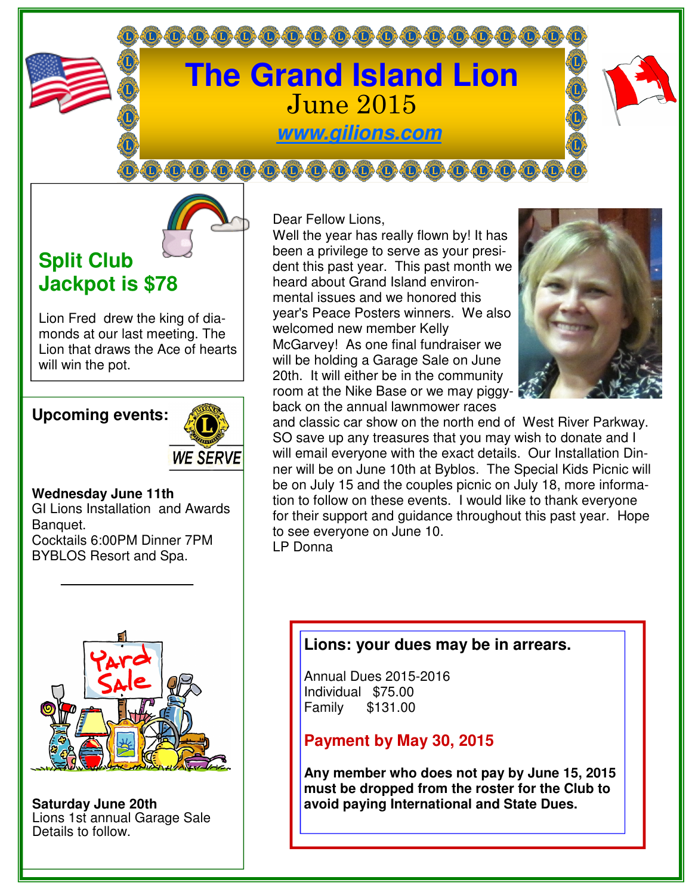# The Grand Island Lion

June 2015

www.gilions.com

## Split Club Jackpot is $78

Lion Fred drew the king of diamonds at our last meeting. The Lion that draws the Ace of hearts will win the pot.

Dear Fellow Lions,

Well the year has really flown by! It has been a privilege to serve as your president this past year. This past month we heard about Grand Island environmental issues and we honored this year's Peace Posters winners. We also welcomed new member Kelly McGarvey! As one final fundraiser we will be holding a Garage Sale on June 20th. It will either be in the community room at the Nike Base or we may piggyback on the annual lawnmower races and classic car show on the north end of West River Parkway. SO save up any treasures that you may wish to donate and I will email everyone with the exact details. Our Installation Dinner will be on June 10th at Byblos. The Special Kids Picnic will be on July 15 and the couples picnic on July 18, more information to follow on these events. I would like to thank everyone for their support and guidance throughout this past year. Hope to see everyone on June 10.

LP Donna

## Upcoming events:

WE SERVE

**Wednesday June 11th**
GI Lions Installation and Awards Banquet.
Cocktails 6:00PM Dinner 7PM
BYBLOS Resort and Spa.

---

**Saturday June 20th**
Lions 1st annual Garage Sale
Details to follow.

### Lions: your dues may be in arrears.

Annual Dues 2015-2016
Individual $75.00
Family $131.00

**Payment by May 30, 2015**

**Any member who does not pay by June 15, 2015 must be dropped from the roster for the Club to avoid paying International and State Dues.**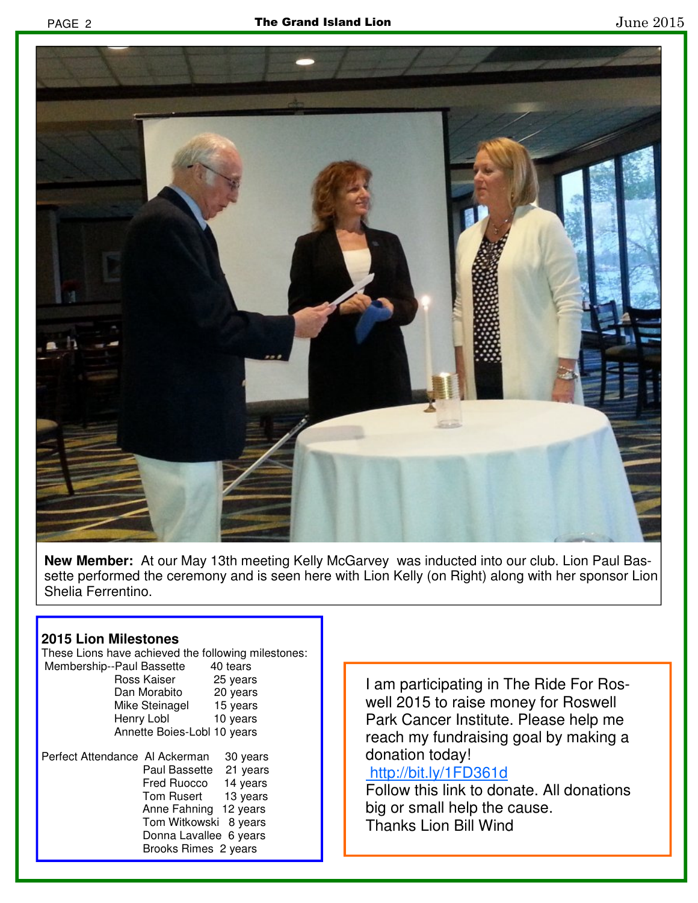**New Member:** At our May 13th meeting Kelly McGarvey was inducted into our club. Lion Paul Bassette performed the ceremony and is seen here with Lion Kelly (on Right) along with her sponsor Lion Shelia Ferrentino.

### 2015 Lion Milestones

These Lions have achieved the following milestones:

| | | |
|---|---|---|
| Membership-- | Paul Bassette | 40 tears |
| | Ross Kaiser | 25 years |
| | Dan Morabito | 20 years |
| | Mike Steinagel | 15 years |
| | Henry Lobl | 10 years |
| | Annette Boies-Lobl | 10 years |
| Perfect Attendance | Al Ackerman | 30 years |
| | Paul Bassette | 21 years |
| | Fred Ruocco | 14 years |
| | Tom Rusert | 13 years |
| | Anne Fahning | 12 years |
| | Tom Witkowski | 8 years |
| | Donna Lavallee | 6 years |
| | Brooks Rimes | 2 years |

I am participating in The Ride For Roswell 2015 to raise money for Roswell Park Cancer Institute. Please help me reach my fundraising goal by making a donation today!
http://bit.ly/1FD361d
Follow this link to donate. All donations big or small help the cause.
Thanks Lion Bill Wind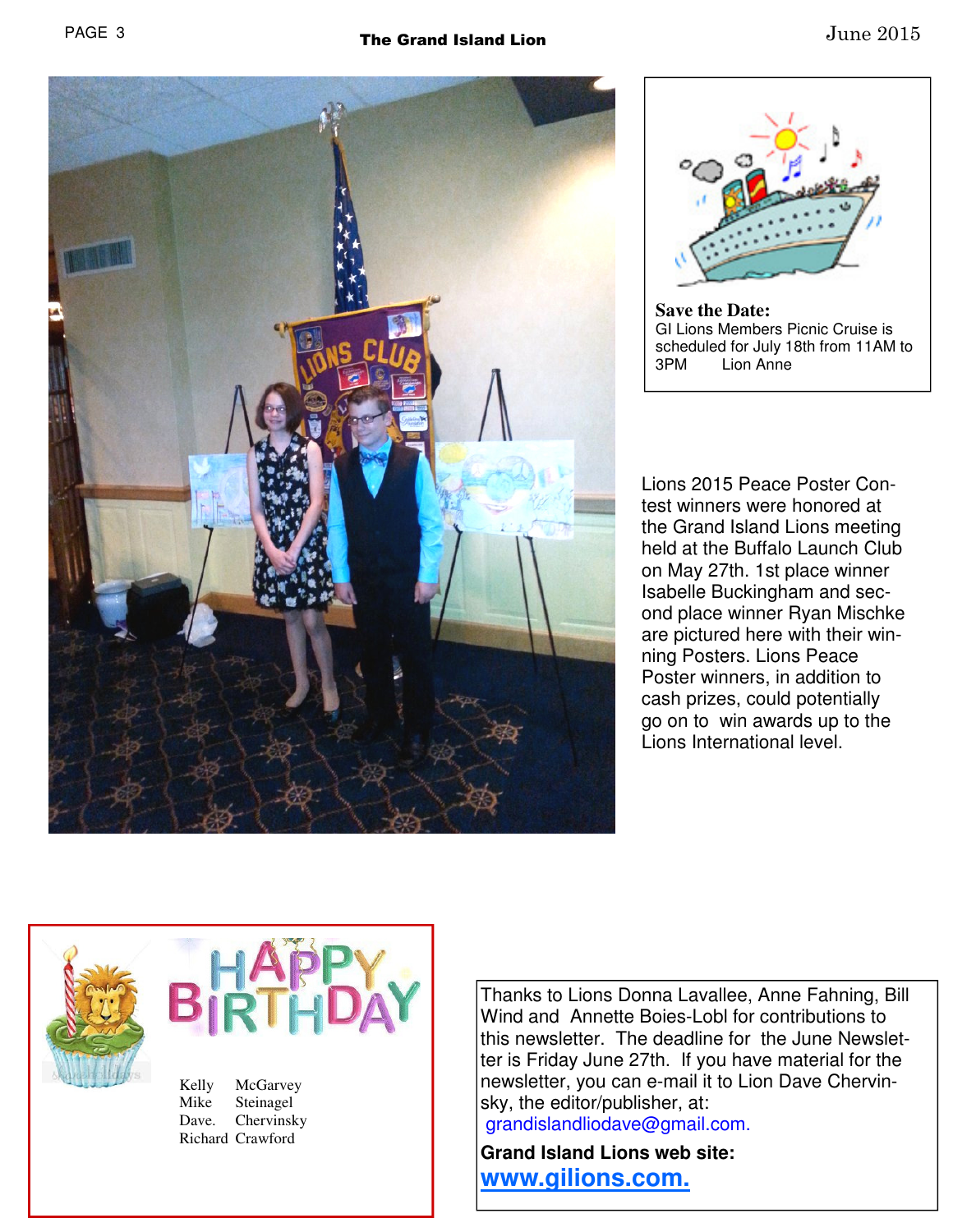**Save the Date:**
GI Lions Members Picnic Cruise is scheduled for July 18th from 11AM to 3PM Lion Anne

Lions 2015 Peace Poster Contest winners were honored at the Grand Island Lions meeting held at the Buffalo Launch Club on May 27th. 1st place winner Isabelle Buckingham and second place winner Ryan Mischke are pictured here with their winning Posters. Lions Peace Poster winners, in addition to cash prizes, could potentially go on to win awards up to the Lions International level.

HAPPY BIRTHDAY

Kelly McGarvey
Mike Steinagel
Dave. Chervinsky
Richard Crawford

Thanks to Lions Donna Lavallee, Anne Fahning, Bill Wind and Annette Boies-Lobl for contributions to this newsletter. The deadline for the June Newsletter is Friday June 27th. If you have material for the newsletter, you can e-mail it to Lion Dave Chervinsky, the editor/publisher, at: grandislandliodave@gmail.com.

**Grand Island Lions web site:**
**www.gilions.com.**